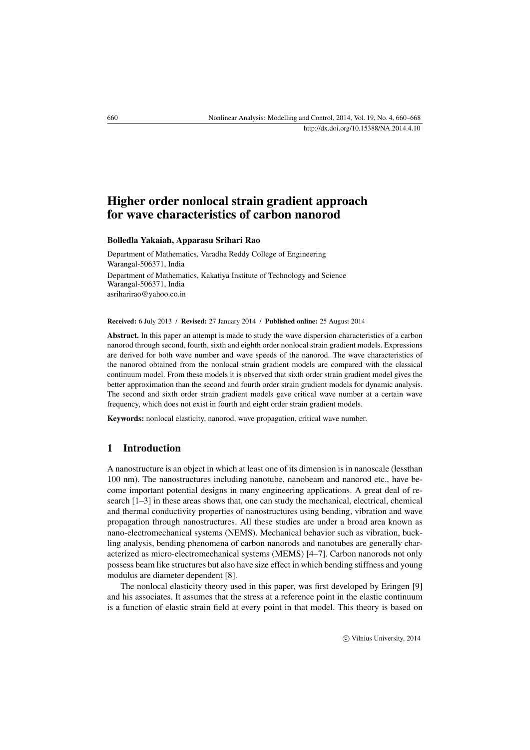# Higher order nonlocal strain gradient approach for wave characteristics of carbon nanorod

**Bolledla Yakaiah, Apparasu Srihari Rao**

Department of Mathematics, Varadha Reddy College of Engineering
Warangal-506371, India

Department of Mathematics, Kakatiya Institute of Technology and Science
Warangal-506371, India
asriharirao@yahoo.co.in

**Received:** 6 July 2013 / **Revised:** 27 January 2014 / **Published online:** 25 August 2014

**Abstract.** In this paper an attempt is made to study the wave dispersion characteristics of a carbon nanorod through second, fourth, sixth and eighth order nonlocal strain gradient models. Expressions are derived for both wave number and wave speeds of the nanorod. The wave characteristics of the nanorod obtained from the nonlocal strain gradient models are compared with the classical continuum model. From these models it is observed that sixth order strain gradient model gives the better approximation than the second and fourth order strain gradient models for dynamic analysis. The second and sixth order strain gradient models gave critical wave number at a certain wave frequency, which does not exist in fourth and eight order strain gradient models.

**Keywords:** nonlocal elasticity, nanorod, wave propagation, critical wave number.

## 1 Introduction

A nanostructure is an object in which at least one of its dimension is in nanoscale (lessthan 100 nm). The nanostructures including nanotube, nanobeam and nanorod etc., have become important potential designs in many engineering applications. A great deal of research [1–3] in these areas shows that, one can study the mechanical, electrical, chemical and thermal conductivity properties of nanostructures using bending, vibration and wave propagation through nanostructures. All these studies are under a broad area known as nano-electromechanical systems (NEMS). Mechanical behavior such as vibration, buckling analysis, bending phenomena of carbon nanorods and nanotubes are generally characterized as micro-electromechanical systems (MEMS) [4–7]. Carbon nanorods not only possess beam like structures but also have size effect in which bending stiffness and young modulus are diameter dependent [8].

The nonlocal elasticity theory used in this paper, was first developed by Eringen [9] and his associates. It assumes that the stress at a reference point in the elastic continuum is a function of elastic strain field at every point in that model. This theory is based on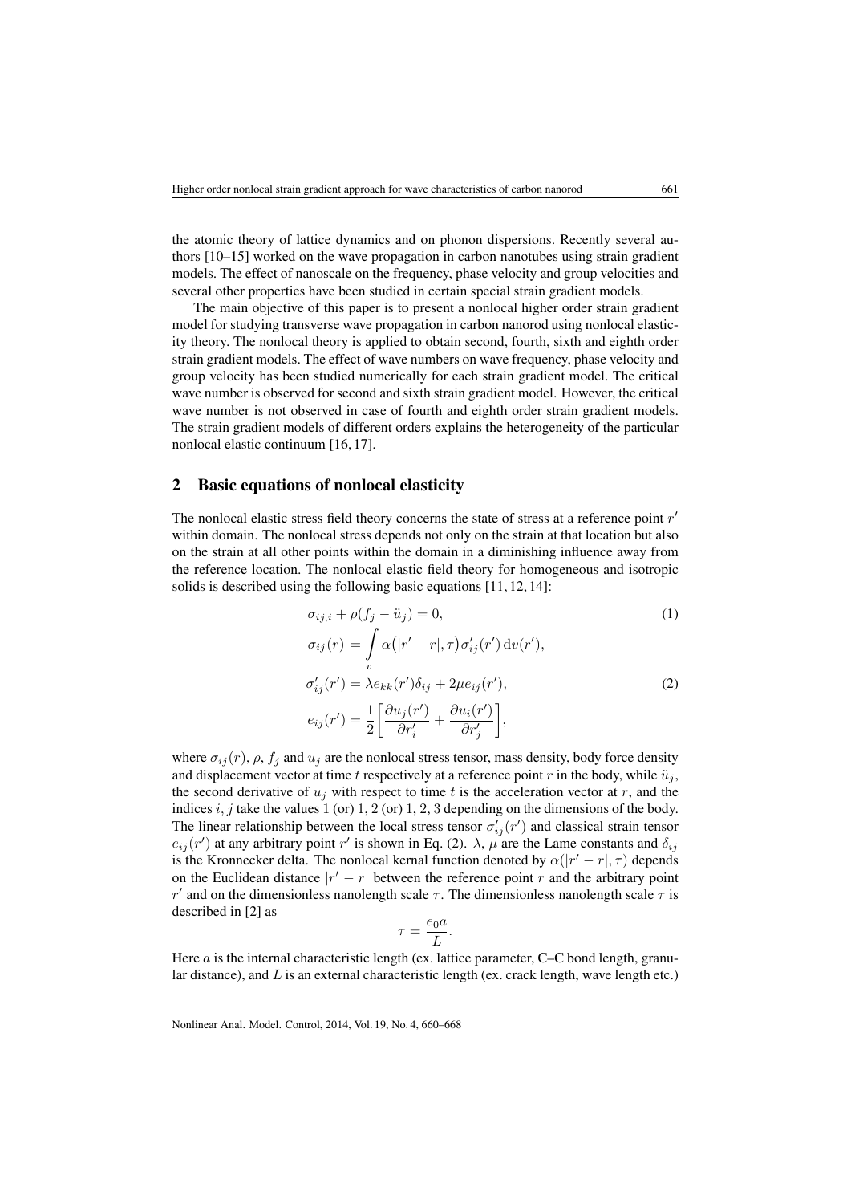the atomic theory of lattice dynamics and on phonon dispersions. Recently several authors [10–15] worked on the wave propagation in carbon nanotubes using strain gradient models. The effect of nanoscale on the frequency, phase velocity and group velocities and several other properties have been studied in certain special strain gradient models.

The main objective of this paper is to present a nonlocal higher order strain gradient model for studying transverse wave propagation in carbon nanorod using nonlocal elasticity theory. The nonlocal theory is applied to obtain second, fourth, sixth and eighth order strain gradient models. The effect of wave numbers on wave frequency, phase velocity and group velocity has been studied numerically for each strain gradient model. The critical wave number is observed for second and sixth strain gradient model. However, the critical wave number is not observed in case of fourth and eighth order strain gradient models. The strain gradient models of different orders explains the heterogeneity of the particular nonlocal elastic continuum [16, 17].

## 2 Basic equations of nonlocal elasticity

The nonlocal elastic stress field theory concerns the state of stress at a reference point $r'$ within domain. The nonlocal stress depends not only on the strain at that location but also on the strain at all other points within the domain in a diminishing influence away from the reference location. The nonlocal elastic field theory for homogeneous and isotropic solids is described using the following basic equations [11, 12, 14]:

$$\sigma_{ij,i} + \rho(f_j - \ddot{u}_j) = 0, \tag{1}$$

$$\sigma_{ij}(r) = \int_v \alpha\big(|r' - r|, \tau\big)\sigma'_{ij}(r')\,\mathrm{d}v(r'),$$

$$\sigma'_{ij}(r') = \lambda e_{kk}(r')\delta_{ij} + 2\mu e_{ij}(r'), \tag{2}$$

$$e_{ij}(r') = \frac{1}{2}\left[\frac{\partial u_j(r')}{\partial r'_i} + \frac{\partial u_i(r')}{\partial r'_j}\right],$$

where $\sigma_{ij}(r)$, $\rho$, $f_j$ and $u_j$ are the nonlocal stress tensor, mass density, body force density and displacement vector at time $t$ respectively at a reference point $r$ in the body, while $\ddot{u}_j$, the second derivative of $u_j$ with respect to time $t$ is the acceleration vector at $r$, and the indices $i, j$ take the values 1 (or) 1, 2 (or) 1, 2, 3 depending on the dimensions of the body. The linear relationship between the local stress tensor $\sigma'_{ij}(r')$ and classical strain tensor $e_{ij}(r')$ at any arbitrary point $r'$ is shown in Eq. (2). $\lambda$, $\mu$ are the Lame constants and $\delta_{ij}$ is the Kronnecker delta. The nonlocal kernal function denoted by $\alpha(|r' - r|, \tau)$ depends on the Euclidean distance $|r' - r|$ between the reference point $r$ and the arbitrary point $r'$ and on the dimensionless nanolength scale $\tau$. The dimensionless nanolength scale $\tau$ is described in [2] as

$$\tau = \frac{e_0 a}{L}.$$

Here $a$ is the internal characteristic length (ex. lattice parameter, C–C bond length, granular distance), and $L$ is an external characteristic length (ex. crack length, wave length etc.)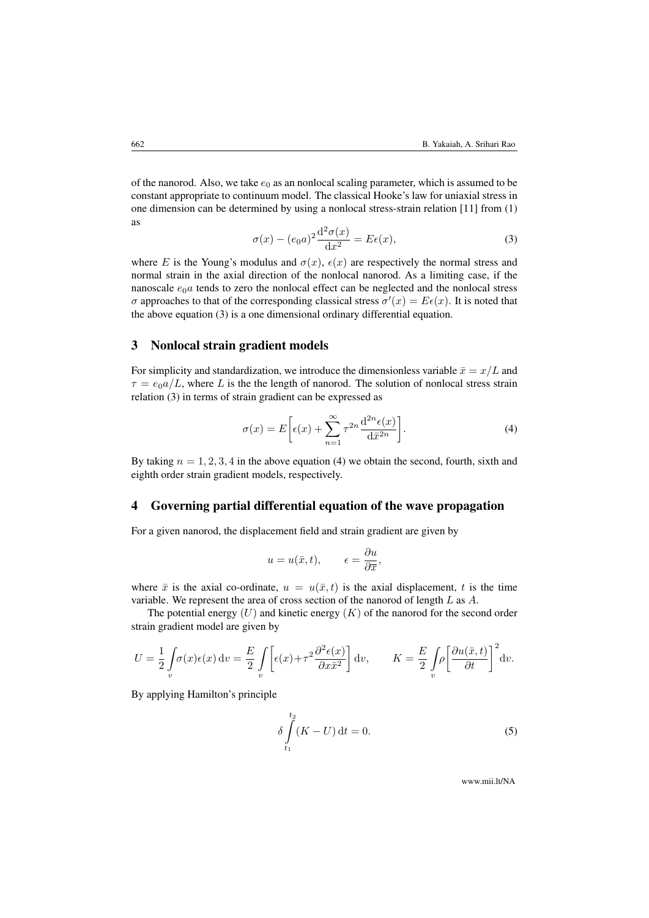of the nanorod. Also, we take $e_0$ as an nonlocal scaling parameter, which is assumed to be constant appropriate to continuum model. The classical Hooke's law for uniaxial stress in one dimension can be determined by using a nonlocal stress-strain relation [11] from (1) as

$$\sigma(x) - (e_0 a)^2 \frac{\mathrm{d}^2\sigma(x)}{\mathrm{d}x^2} = E\epsilon(x), \tag{3}$$

where $E$ is the Young's modulus and $\sigma(x)$, $\epsilon(x)$ are respectively the normal stress and normal strain in the axial direction of the nonlocal nanorod. As a limiting case, if the nanoscale $e_0 a$ tends to zero the nonlocal effect can be neglected and the nonlocal stress $\sigma$ approaches to that of the corresponding classical stress $\sigma'(x) = E\epsilon(x)$. It is noted that the above equation (3) is a one dimensional ordinary differential equation.

## 3 Nonlocal strain gradient models

For simplicity and standardization, we introduce the dimensionless variable $\bar{x} = x/L$ and $\tau = e_0 a/L$, where $L$ is the the length of nanorod. The solution of nonlocal stress strain relation (3) in terms of strain gradient can be expressed as

$$\sigma(x) = E\left[\epsilon(x) + \sum_{n=1}^{\infty} \tau^{2n} \frac{\mathrm{d}^{2n}\epsilon(x)}{\mathrm{d}\bar{x}^{2n}}\right]. \tag{4}$$

By taking $n = 1, 2, 3, 4$ in the above equation (4) we obtain the second, fourth, sixth and eighth order strain gradient models, respectively.

## 4 Governing partial differential equation of the wave propagation

For a given nanorod, the displacement field and strain gradient are given by

$$u = u(\bar{x}, t), \qquad \epsilon = \frac{\partial u}{\partial \bar{x}},$$

where $\bar{x}$ is the axial co-ordinate, $u = u(\bar{x}, t)$ is the axial displacement, $t$ is the time variable. We represent the area of cross section of the nanorod of length $L$ as $A$.

The potential energy ($U$) and kinetic energy ($K$) of the nanorod for the second order strain gradient model are given by

$$U = \frac{1}{2}\int_v \sigma(x)\epsilon(x)\,\mathrm{d}v = \frac{E}{2}\int_v \left[\epsilon(x) + \tau^2 \frac{\partial^2\epsilon(x)}{\partial x \bar{x}^2}\right]\mathrm{d}v, \qquad K = \frac{E}{2}\int_v \rho\left[\frac{\partial u(\bar{x}, t)}{\partial t}\right]^2 \mathrm{d}v.$$

By applying Hamilton's principle

$$\delta \int_{t_1}^{t_2} (K - U)\,\mathrm{d}t = 0. \tag{5}$$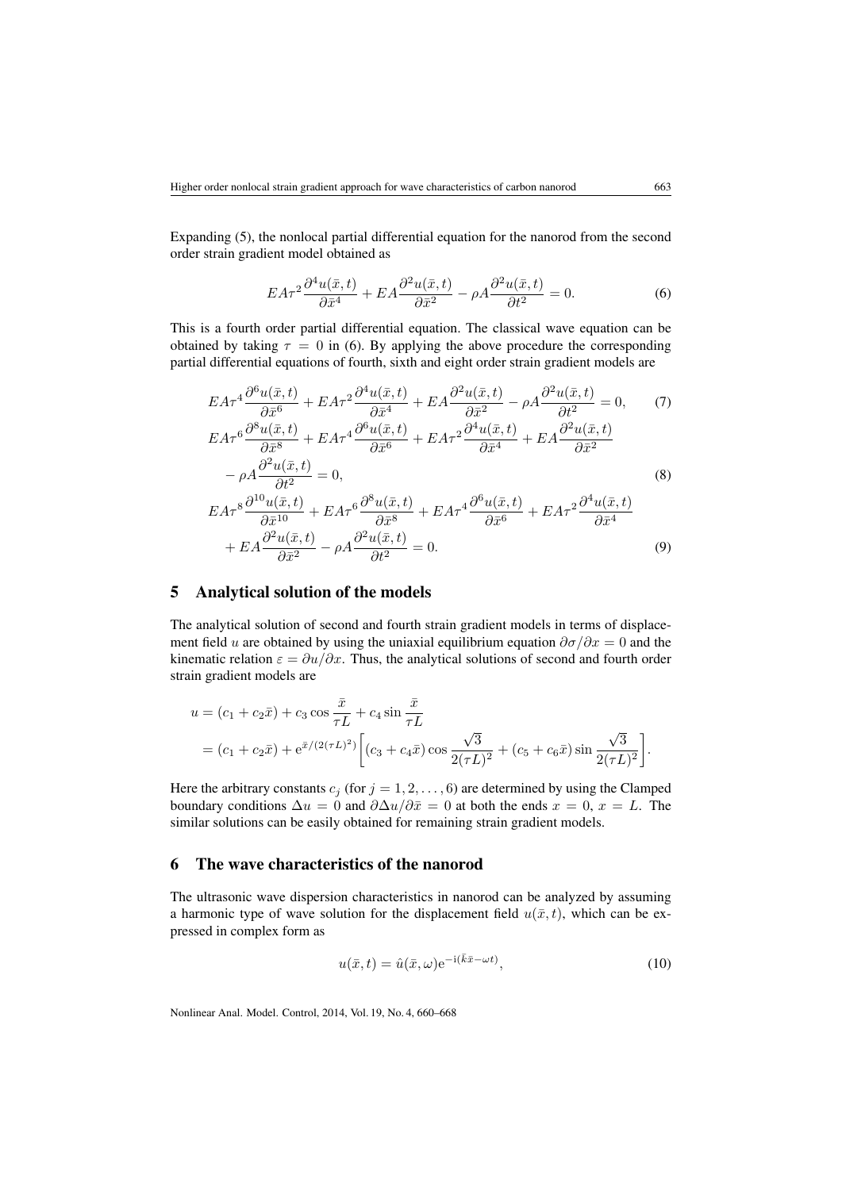Expanding (5), the nonlocal partial differential equation for the nanorod from the second order strain gradient model obtained as

$$EA\tau^2 \frac{\partial^4 u(\bar{x},t)}{\partial \bar{x}^4} + EA\frac{\partial^2 u(\bar{x},t)}{\partial \bar{x}^2} - \rho A \frac{\partial^2 u(\bar{x},t)}{\partial t^2} = 0. \tag{6}$$

This is a fourth order partial differential equation. The classical wave equation can be obtained by taking $\tau = 0$ in (6). By applying the above procedure the corresponding partial differential equations of fourth, sixth and eight order strain gradient models are

$$EA\tau^4 \frac{\partial^6 u(\bar{x},t)}{\partial \bar{x}^6} + EA\tau^2 \frac{\partial^4 u(\bar{x},t)}{\partial \bar{x}^4} + EA\frac{\partial^2 u(\bar{x},t)}{\partial \bar{x}^2} - \rho A \frac{\partial^2 u(\bar{x},t)}{\partial t^2} = 0, \tag{7}$$

$$EA\tau^6 \frac{\partial^8 u(\bar{x},t)}{\partial \bar{x}^8} + EA\tau^4 \frac{\partial^6 u(\bar{x},t)}{\partial \bar{x}^6} + EA\tau^2 \frac{\partial^4 u(\bar{x},t)}{\partial \bar{x}^4} + EA\frac{\partial^2 u(\bar{x},t)}{\partial \bar{x}^2} - \rho A \frac{\partial^2 u(\bar{x},t)}{\partial t^2} = 0, \tag{8}$$

$$EA\tau^8 \frac{\partial^{10} u(\bar{x},t)}{\partial \bar{x}^{10}} + EA\tau^6 \frac{\partial^8 u(\bar{x},t)}{\partial \bar{x}^8} + EA\tau^4 \frac{\partial^6 u(\bar{x},t)}{\partial \bar{x}^6} + EA\tau^2 \frac{\partial^4 u(\bar{x},t)}{\partial \bar{x}^4} + EA\frac{\partial^2 u(\bar{x},t)}{\partial \bar{x}^2} - \rho A \frac{\partial^2 u(\bar{x},t)}{\partial t^2} = 0. \tag{9}$$

## 5 Analytical solution of the models

The analytical solution of second and fourth strain gradient models in terms of displacement field $u$ are obtained by using the uniaxial equilibrium equation $\partial\sigma/\partial x = 0$ and the kinematic relation $\varepsilon = \partial u/\partial x$. Thus, the analytical solutions of second and fourth order strain gradient models are

$$\begin{aligned}
u &= (c_1 + c_2\bar{x}) + c_3 \cos\frac{\bar{x}}{\tau L} + c_4 \sin\frac{\bar{x}}{\tau L} \\
&= (c_1 + c_2\bar{x}) + \mathrm{e}^{\bar{x}/(2(\tau L)^2)}\left[(c_3 + c_4\bar{x})\cos\frac{\sqrt{3}}{2(\tau L)^2} + (c_5 + c_6\bar{x})\sin\frac{\sqrt{3}}{2(\tau L)^2}\right].
\end{aligned}$$

Here the arbitrary constants $c_j$ (for $j = 1, 2, \ldots, 6$) are determined by using the Clamped boundary conditions $\Delta u = 0$ and $\partial\Delta u/\partial\bar{x} = 0$ at both the ends $x = 0$, $x = L$. The similar solutions can be easily obtained for remaining strain gradient models.

## 6 The wave characteristics of the nanorod

The ultrasonic wave dispersion characteristics in nanorod can be analyzed by assuming a harmonic type of wave solution for the displacement field $u(\bar{x},t)$, which can be expressed in complex form as

$$u(\bar{x},t) = \hat{u}(\bar{x},\omega)\mathrm{e}^{-\mathrm{i}(\bar{k}\bar{x} - \omega t)}, \tag{10}$$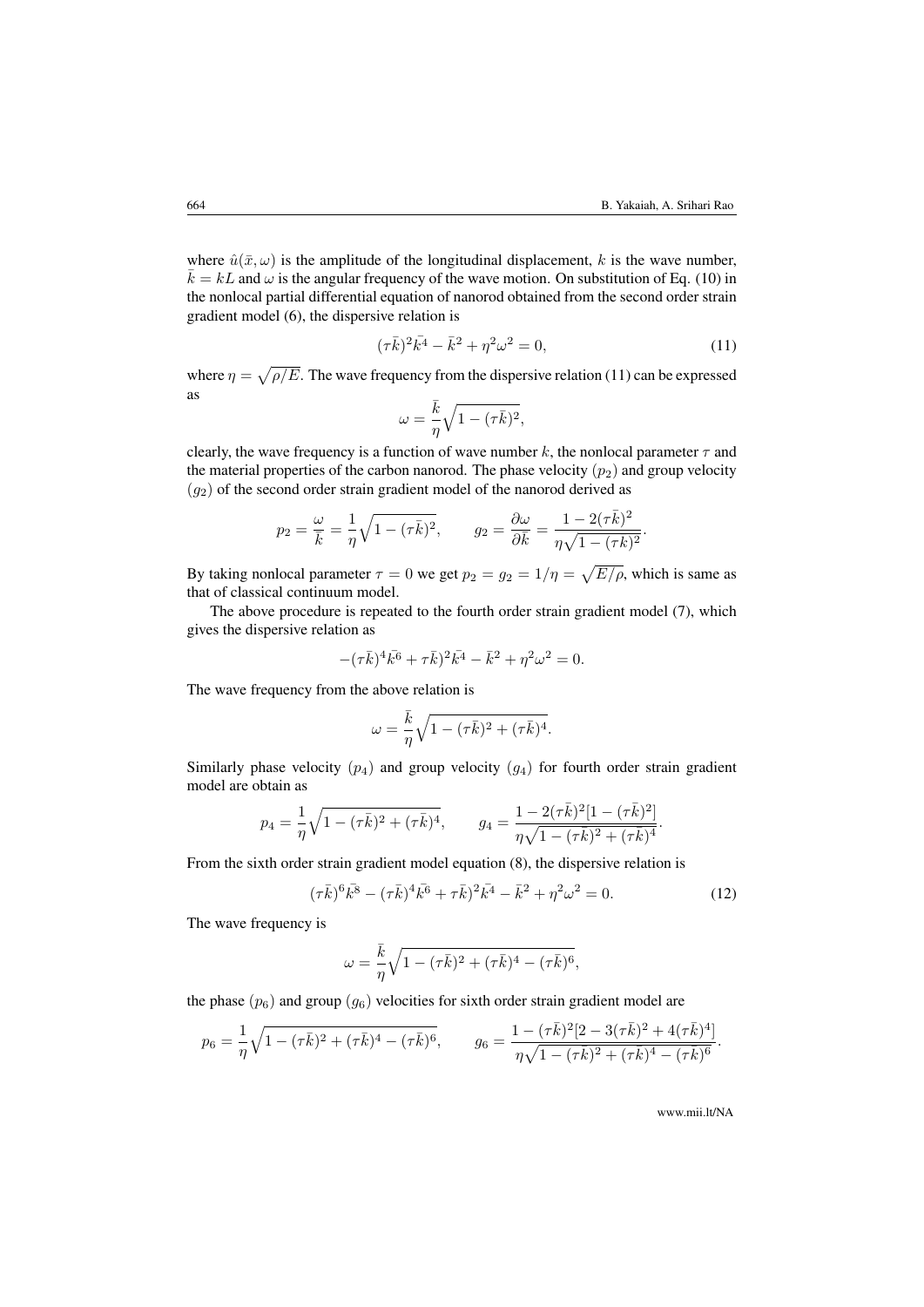where $\hat{u}(\bar{x}, \omega)$ is the amplitude of the longitudinal displacement, $k$ is the wave number, $\bar{k} = kL$ and $\omega$ is the angular frequency of the wave motion. On substitution of Eq. (10) in the nonlocal partial differential equation of nanorod obtained from the second order strain gradient model (6), the dispersive relation is

$$(\tau\bar{k})^2\bar{k^4} - \bar{k}^2 + \eta^2\omega^2 = 0, \tag{11}$$

where $\eta = \sqrt{\rho/E}$. The wave frequency from the dispersive relation (11) can be expressed as

$$\omega = \frac{\bar{k}}{\eta}\sqrt{1 - (\tau\bar{k})^2},$$

clearly, the wave frequency is a function of wave number $k$, the nonlocal parameter $\tau$ and the material properties of the carbon nanorod. The phase velocity $(p_2)$ and group velocity $(g_2)$ of the second order strain gradient model of the nanorod derived as

$$p_2 = \frac{\omega}{\bar{k}} = \frac{1}{\eta}\sqrt{1 - (\tau\bar{k})^2}, \qquad g_2 = \frac{\partial\omega}{\partial\bar{k}} = \frac{1 - 2(\tau\bar{k})^2}{\eta\sqrt{1 - (\tau k)^2}}.$$

By taking nonlocal parameter $\tau = 0$ we get $p_2 = g_2 = 1/\eta = \sqrt{E/\rho}$, which is same as that of classical continuum model.

The above procedure is repeated to the fourth order strain gradient model (7), which gives the dispersive relation as

$$-(\tau\bar{k})^4\bar{k^6} + \tau\bar{k})^2\bar{k^4} - \bar{k}^2 + \eta^2\omega^2 = 0.$$

The wave frequency from the above relation is

$$\omega = \frac{\bar{k}}{\eta}\sqrt{1 - (\tau\bar{k})^2 + (\tau\bar{k})^4}.$$

Similarly phase velocity $(p_4)$ and group velocity $(g_4)$ for fourth order strain gradient model are obtain as

$$p_4 = \frac{1}{\eta}\sqrt{1 - (\tau\bar{k})^2 + (\tau\bar{k})^4}, \qquad g_4 = \frac{1 - 2(\tau\bar{k})^2[1 - (\tau\bar{k})^2]}{\eta\sqrt{1 - (\tau\bar{k})^2 + (\tau\bar{k})^4}}.$$

From the sixth order strain gradient model equation (8), the dispersive relation is

$$(\tau\bar{k})^6\bar{k^8} - (\tau\bar{k})^4\bar{k^6} + \tau\bar{k})^2\bar{k^4} - \bar{k}^2 + \eta^2\omega^2 = 0. \tag{12}$$

The wave frequency is

$$\omega = \frac{\bar{k}}{\eta}\sqrt{1 - (\tau\bar{k})^2 + (\tau\bar{k})^4 - (\tau\bar{k})^6},$$

the phase $(p_6)$ and group $(g_6)$ velocities for sixth order strain gradient model are

$$p_6 = \frac{1}{\eta}\sqrt{1 - (\tau\bar{k})^2 + (\tau\bar{k})^4 - (\tau\bar{k})^6}, \qquad g_6 = \frac{1 - (\tau\bar{k})^2[2 - 3(\tau\bar{k})^2 + 4(\tau\bar{k})^4]}{\eta\sqrt{1 - (\tau\bar{k})^2 + (\tau\bar{k})^4 - (\tau\bar{k})^6}}.$$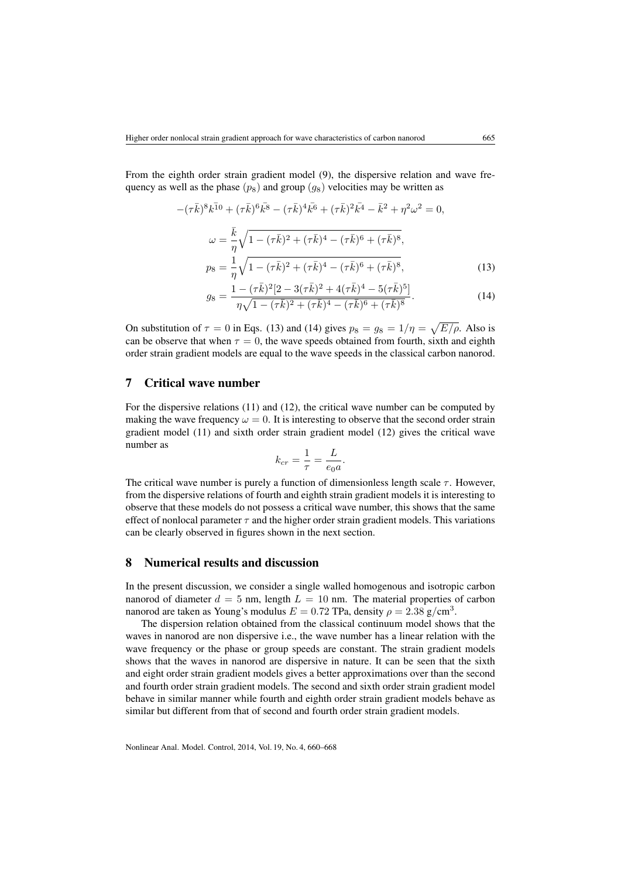From the eighth order strain gradient model (9), the dispersive relation and wave frequency as well as the phase ($p_8$) and group ($g_8$) velocities may be written as

$$-(\tau\bar{k})^8\bar{k^{10}} + (\tau\bar{k})^6\bar{k^8} - (\tau\bar{k})^4\bar{k^6} + (\tau\bar{k})^2\bar{k^4} - \bar{k}^2 + \eta^2\omega^2 = 0,$$

$$\omega = \frac{\bar{k}}{\eta}\sqrt{1 - (\tau\bar{k})^2 + (\tau\bar{k})^4 - (\tau\bar{k})^6 + (\tau\bar{k})^8},$$

$$p_8 = \frac{1}{\eta}\sqrt{1 - (\tau\bar{k})^2 + (\tau\bar{k})^4 - (\tau\bar{k})^6 + (\tau\bar{k})^8}, \tag{13}$$

$$g_8 = \frac{1 - (\tau\bar{k})^2[2 - 3(\tau\bar{k})^2 + 4(\tau\bar{k})^4 - 5(\tau\bar{k})^5]}{\eta\sqrt{1 - (\tau\bar{k})^2 + (\tau\bar{k})^4 - (\tau\bar{k})^6 + (\tau\bar{k})^8}}. \tag{14}$$

On substitution of $\tau = 0$ in Eqs. (13) and (14) gives $p_8 = g_8 = 1/\eta = \sqrt{E/\rho}$. Also is can be observe that when $\tau = 0$, the wave speeds obtained from fourth, sixth and eighth order strain gradient models are equal to the wave speeds in the classical carbon nanorod.

## 7 Critical wave number

For the dispersive relations (11) and (12), the critical wave number can be computed by making the wave frequency $\omega = 0$. It is interesting to observe that the second order strain gradient model (11) and sixth order strain gradient model (12) gives the critical wave number as

$$k_{cr} = \frac{1}{\tau} = \frac{L}{e_0 a}.$$

The critical wave number is purely a function of dimensionless length scale $\tau$. However, from the dispersive relations of fourth and eighth strain gradient models it is interesting to observe that these models do not possess a critical wave number, this shows that the same effect of nonlocal parameter $\tau$ and the higher order strain gradient models. This variations can be clearly observed in figures shown in the next section.

## 8 Numerical results and discussion

In the present discussion, we consider a single walled homogenous and isotropic carbon nanorod of diameter $d = 5$ nm, length $L = 10$ nm. The material properties of carbon nanorod are taken as Young's modulus $E = 0.72$ TPa, density $\rho = 2.38$ g/cm$^3$.

The dispersion relation obtained from the classical continuum model shows that the waves in nanorod are non dispersive i.e., the wave number has a linear relation with the wave frequency or the phase or group speeds are constant. The strain gradient models shows that the waves in nanorod are dispersive in nature. It can be seen that the sixth and eight order strain gradient models gives a better approximations over than the second and fourth order strain gradient models. The second and sixth order strain gradient model behave in similar manner while fourth and eighth order strain gradient models behave as similar but different from that of second and fourth order strain gradient models.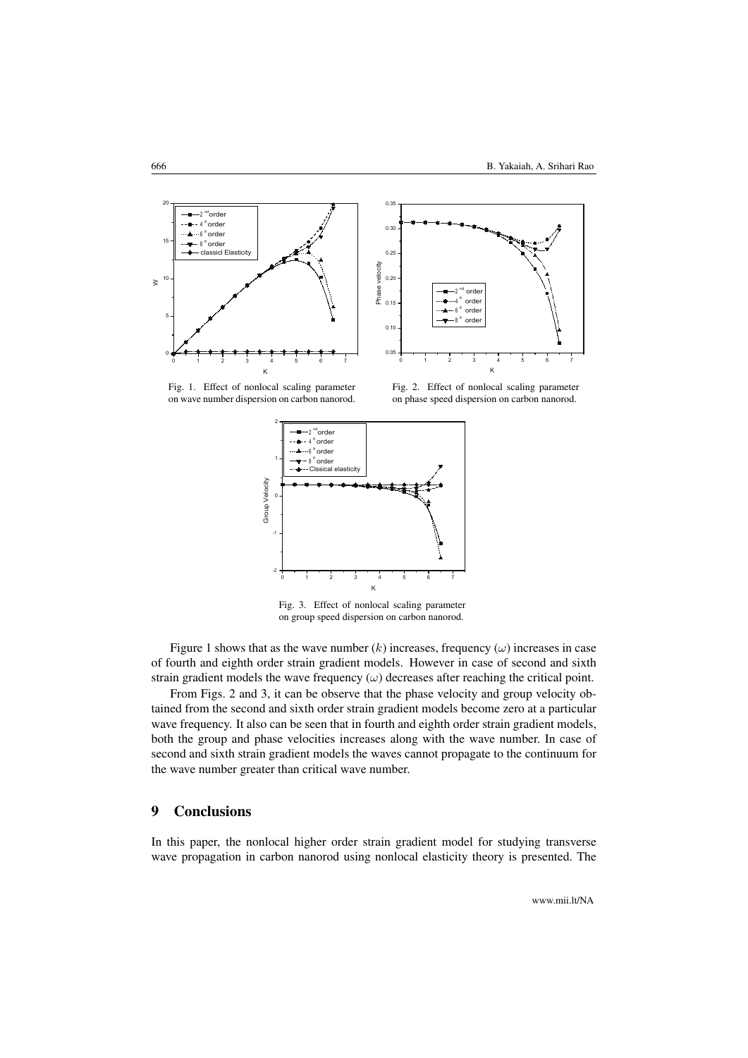Fig. 1. Effect of nonlocal scaling parameter on wave number dispersion on carbon nanorod.

Fig. 2. Effect of nonlocal scaling parameter on phase speed dispersion on carbon nanorod.

Fig. 3. Effect of nonlocal scaling parameter on group speed dispersion on carbon nanorod.

Figure 1 shows that as the wave number ($k$) increases, frequency ($\omega$) increases in case of fourth and eighth order strain gradient models. However in case of second and sixth strain gradient models the wave frequency ($\omega$) decreases after reaching the critical point.

From Figs. 2 and 3, it can be observe that the phase velocity and group velocity obtained from the second and sixth order strain gradient models become zero at a particular wave frequency. It also can be seen that in fourth and eighth order strain gradient models, both the group and phase velocities increases along with the wave number. In case of second and sixth strain gradient models the waves cannot propagate to the continuum for the wave number greater than critical wave number.

## 9 Conclusions

In this paper, the nonlocal higher order strain gradient model for studying transverse wave propagation in carbon nanorod using nonlocal elasticity theory is presented. The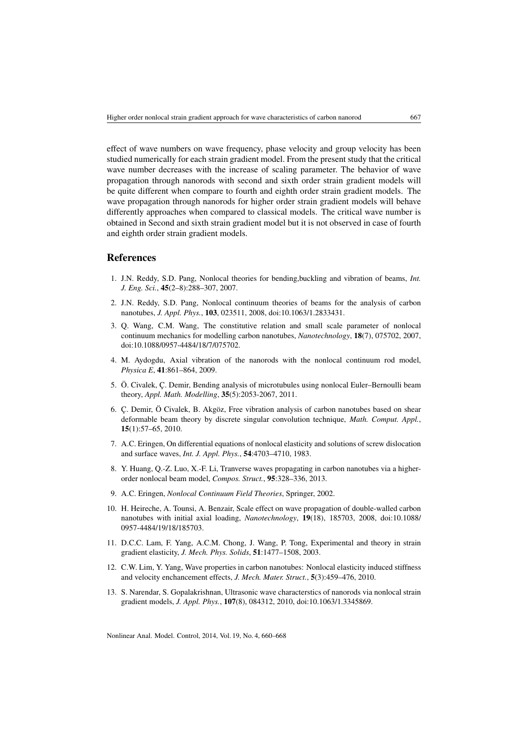effect of wave numbers on wave frequency, phase velocity and group velocity has been studied numerically for each strain gradient model. From the present study that the critical wave number decreases with the increase of scaling parameter. The behavior of wave propagation through nanorods with second and sixth order strain gradient models will be quite different when compare to fourth and eighth order strain gradient models. The wave propagation through nanorods for higher order strain gradient models will behave differently approaches when compared to classical models. The critical wave number is obtained in Second and sixth strain gradient model but it is not observed in case of fourth and eighth order strain gradient models.

## References

1. J.N. Reddy, S.D. Pang, Nonlocal theories for bending,buckling and vibration of beams, *Int. J. Eng. Sci.*, **45**(2–8):288–307, 2007.
2. J.N. Reddy, S.D. Pang, Nonlocal continuum theories of beams for the analysis of carbon nanotubes, *J. Appl. Phys.*, **103**, 023511, 2008, doi:10.1063/1.2833431.
3. Q. Wang, C.M. Wang, The constitutive relation and small scale parameter of nonlocal continuum mechanics for modelling carbon nanotubes, *Nanotechnology*, **18**(7), 075702, 2007, doi:10.1088/0957-4484/18/7/075702.
4. M. Aydogdu, Axial vibration of the nanorods with the nonlocal continuum rod model, *Physica E*, **41**:861–864, 2009.
5. Ö. Civalek, Ç. Demir, Bending analysis of microtubules using nonlocal Euler–Bernoulli beam theory, *Appl. Math. Modelling*, **35**(5):2053-2067, 2011.
6. Ç. Demir, Ö Civalek, B. Akgöz, Free vibration analysis of carbon nanotubes based on shear deformable beam theory by discrete singular convolution technique, *Math. Comput. Appl.*, **15**(1):57–65, 2010.
7. A.C. Eringen, On differential equations of nonlocal elasticity and solutions of screw dislocation and surface waves, *Int. J. Appl. Phys.*, **54**:4703–4710, 1983.
8. Y. Huang, Q.-Z. Luo, X.-F. Li, Tranverse waves propagating in carbon nanotubes via a higher-order nonlocal beam model, *Compos. Struct.*, **95**:328–336, 2013.
9. A.C. Eringen, *Nonlocal Continuum Field Theories*, Springer, 2002.
10. H. Heireche, A. Tounsi, A. Benzair, Scale effect on wave propagation of double-walled carbon nanotubes with initial axial loading, *Nanotechnology*, **19**(18), 185703, 2008, doi:10.1088/0957-4484/19/18/185703.
11. D.C.C. Lam, F. Yang, A.C.M. Chong, J. Wang, P. Tong, Experimental and theory in strain gradient elasticity, *J. Mech. Phys. Solids*, **51**:1477–1508, 2003.
12. C.W. Lim, Y. Yang, Wave properties in carbon nanotubes: Nonlocal elasticity induced stiffness and velocity enchancement effects, *J. Mech. Mater. Struct.*, **5**(3):459–476, 2010.
13. S. Narendar, S. Gopalakrishnan, Ultrasonic wave characterstics of nanorods via nonlocal strain gradient models, *J. Appl. Phys.*, **107**(8), 084312, 2010, doi:10.1063/1.3345869.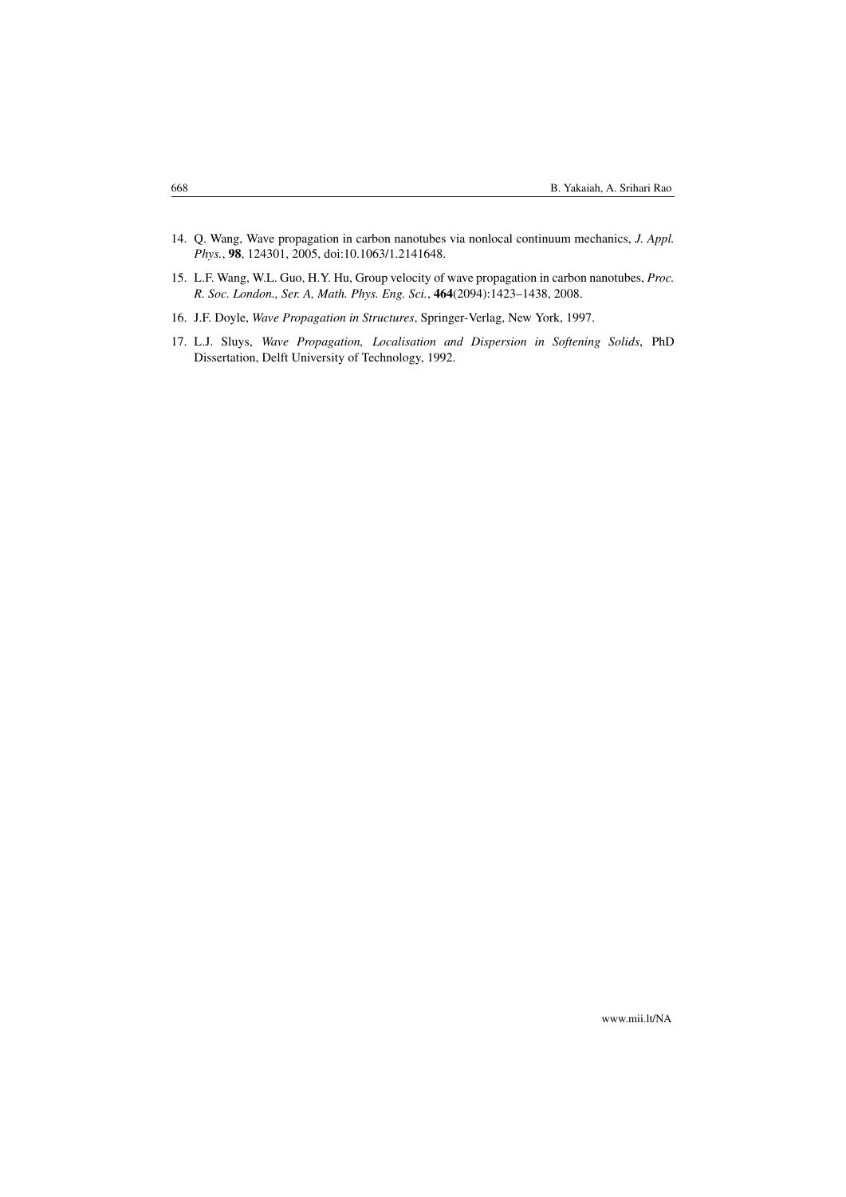14. Q. Wang, Wave propagation in carbon nanotubes via nonlocal continuum mechanics, *J. Appl. Phys.*, **98**, 124301, 2005, doi:10.1063/1.2141648.

15. L.F. Wang, W.L. Guo, H.Y. Hu, Group velocity of wave propagation in carbon nanotubes, *Proc. R. Soc. London., Ser. A, Math. Phys. Eng. Sci.*, **464**(2094):1423–1438, 2008.

16. J.F. Doyle, *Wave Propagation in Structures*, Springer-Verlag, New York, 1997.

17. L.J. Sluys, *Wave Propagation, Localisation and Dispersion in Softening Solids*, PhD Dissertation, Delft University of Technology, 1992.